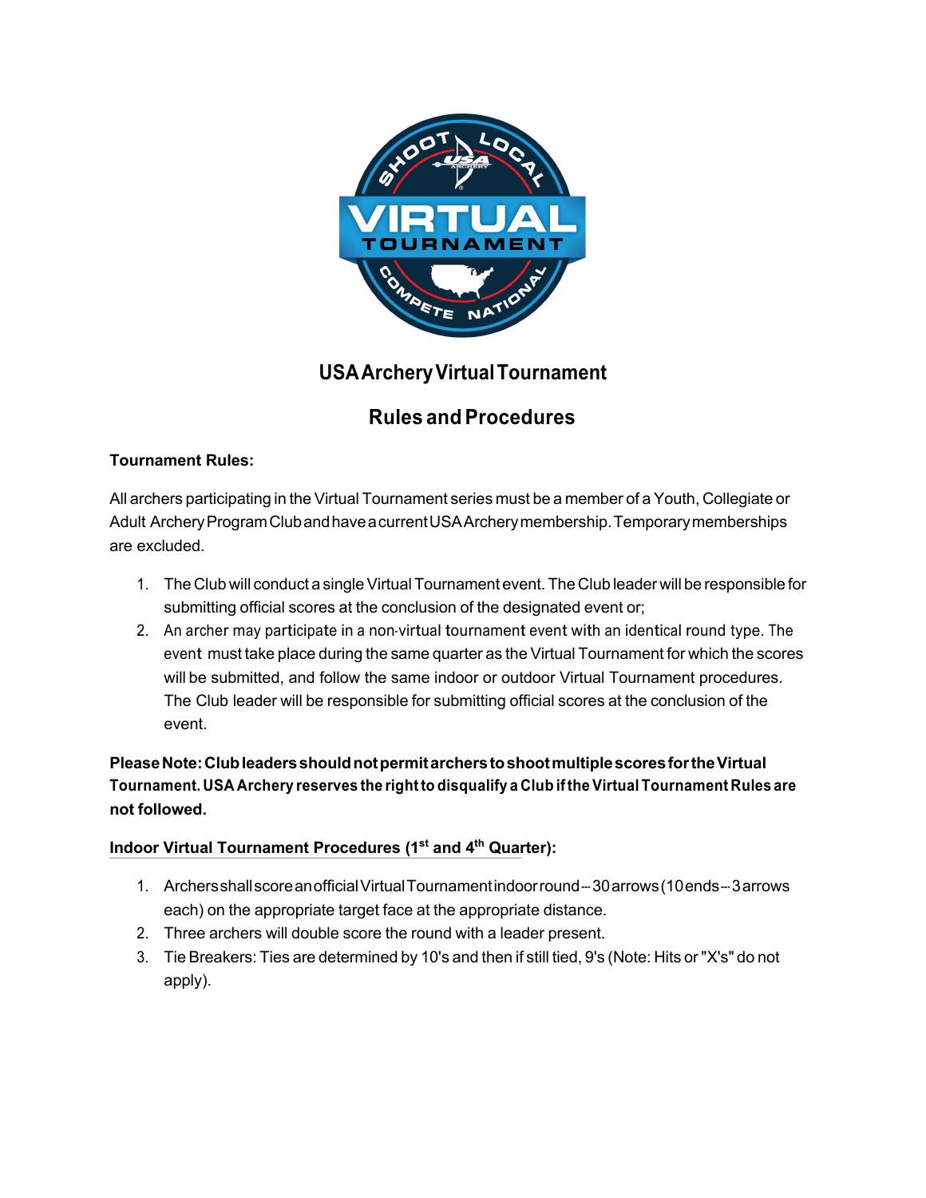# USA Archery Virtual Tournament

## Rules and Procedures

**Tournament Rules:**

All archers participating in the Virtual Tournament series must be a member of a Youth, Collegiate or Adult Archery Program Club and have a current USA Archery membership. Temporary memberships are excluded.

1. The Club will conduct a single Virtual Tournament event. The Club leader will be responsible for submitting official scores at the conclusion of the designated event or;
2. An archer may participate in a non-virtual tournament event with an identical round type. The event must take place during the same quarter as the Virtual Tournament for which the scores will be submitted, and follow the same indoor or outdoor Virtual Tournament procedures. The Club leader will be responsible for submitting official scores at the conclusion of the event.

**Please Note: Club leaders should not permit archers to shoot multiple scores for the Virtual Tournament. USA Archery reserves the right to disqualify a Club if the Virtual Tournament Rules are not followed.**

**Indoor Virtual Tournament Procedures (1st and 4th Quarter):**

1. Archers shall score an official Virtual Tournament indoor round -- 30 arrows (10 ends -- 3 arrows each) on the appropriate target face at the appropriate distance.
2. Three archers will double score the round with a leader present.
3. Tie Breakers: Ties are determined by 10's and then if still tied, 9's (Note: Hits or "X's" do not apply).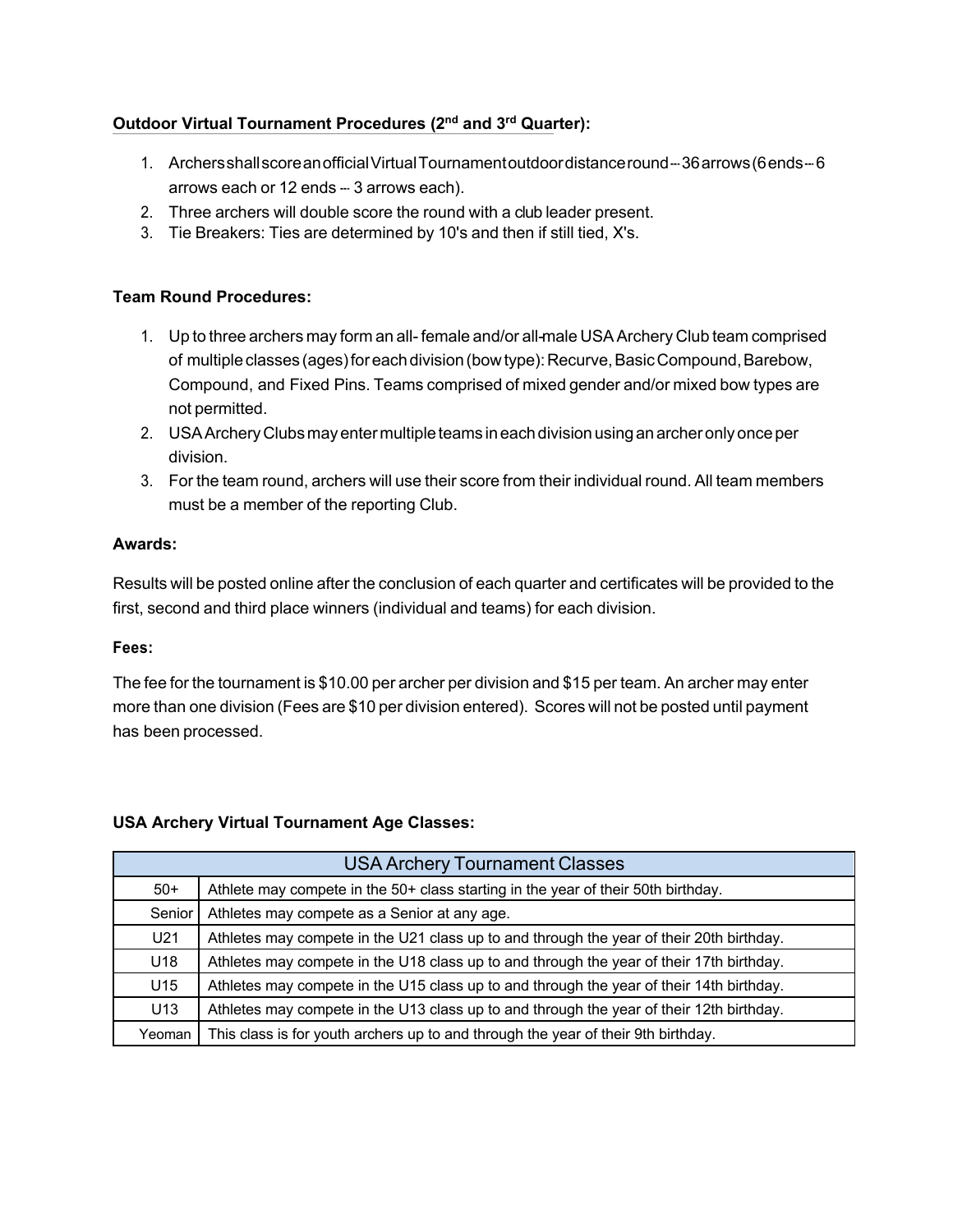**Outdoor Virtual Tournament Procedures (2nd and 3rd Quarter):**

1. Archers shall score an official Virtual Tournament outdoor distance round -- 36 arrows (6 ends -- 6 arrows each or 12 ends -- 3 arrows each).
2. Three archers will double score the round with a club leader present.
3. Tie Breakers: Ties are determined by 10's and then if still tied, X's.

**Team Round Procedures:**

1. Up to three archers may form an all- female and/or all-male USA Archery Club team comprised of multiple classes (ages) for each division (bow type): Recurve, Basic Compound, Barebow, Compound, and Fixed Pins. Teams comprised of mixed gender and/or mixed bow types are not permitted.
2. USA Archery Clubs may enter multiple teams in each division using an archer only once per division.
3. For the team round, archers will use their score from their individual round. All team members must be a member of the reporting Club.

**Awards:**

Results will be posted online after the conclusion of each quarter and certificates will be provided to the first, second and third place winners (individual and teams) for each division.

**Fees:**

The fee for the tournament is $10.00 per archer per division and $15 per team. An archer may enter more than one division (Fees are $10 per division entered). Scores will not be posted until payment has been processed.

**USA Archery Virtual Tournament Age Classes:**

| USA Archery Tournament Classes | |
|---|---|
| 50+ | Athlete may compete in the 50+ class starting in the year of their 50th birthday. |
| Senior | Athletes may compete as a Senior at any age. |
| U21 | Athletes may compete in the U21 class up to and through the year of their 20th birthday. |
| U18 | Athletes may compete in the U18 class up to and through the year of their 17th birthday. |
| U15 | Athletes may compete in the U15 class up to and through the year of their 14th birthday. |
| U13 | Athletes may compete in the U13 class up to and through the year of their 12th birthday. |
| Yeoman | This class is for youth archers up to and through the year of their 9th birthday. |